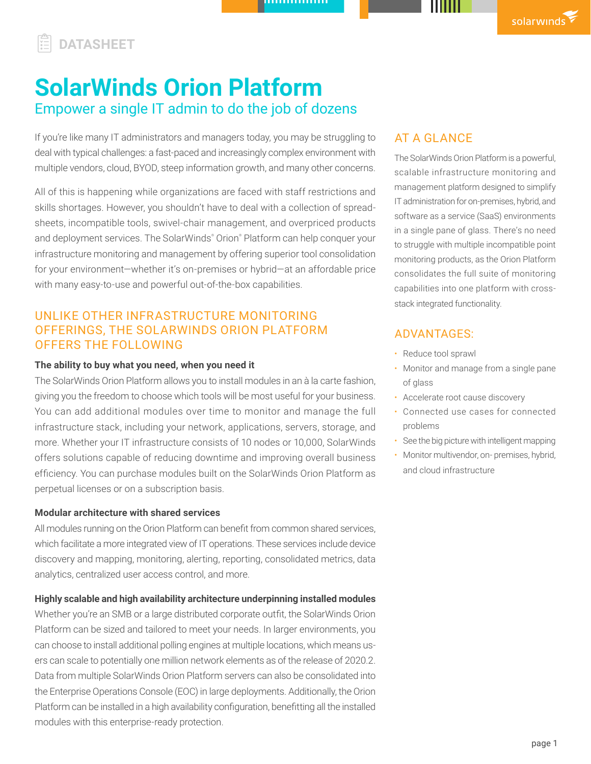DATASHEET

# SolarWinds Orion Platform

## Empower a single IT admin to do the job of dozens

If you're like many IT administrators and managers today, you may be struggling to deal with typical challenges: a fast-paced and increasingly complex environment with multiple vendors, cloud, BYOD, steep information growth, and many other concerns.

All of this is happening while organizations are faced with staff restrictions and skills shortages. However, you shouldn't have to deal with a collection of spreadsheets, incompatible tools, swivel-chair management, and overpriced products and deployment services. The SolarWinds® Orion® Platform can help conquer your infrastructure monitoring and management by offering superior tool consolidation for your environment—whether it's on-premises or hybrid—at an affordable price with many easy-to-use and powerful out-of-the-box capabilities.

## UNLIKE OTHER INFRASTRUCTURE MONITORING OFFERINGS, THE SOLARWINDS ORION PLATFORM OFFERS THE FOLLOWING

**The ability to buy what you need, when you need it**

The SolarWinds Orion Platform allows you to install modules in an à la carte fashion, giving you the freedom to choose which tools will be most useful for your business. You can add additional modules over time to monitor and manage the full infrastructure stack, including your network, applications, servers, storage, and more. Whether your IT infrastructure consists of 10 nodes or 10,000, SolarWinds offers solutions capable of reducing downtime and improving overall business efficiency. You can purchase modules built on the SolarWinds Orion Platform as perpetual licenses or on a subscription basis.

**Modular architecture with shared services**

All modules running on the Orion Platform can benefit from common shared services, which facilitate a more integrated view of IT operations. These services include device discovery and mapping, monitoring, alerting, reporting, consolidated metrics, data analytics, centralized user access control, and more.

**Highly scalable and high availability architecture underpinning installed modules**

Whether you're an SMB or a large distributed corporate outfit, the SolarWinds Orion Platform can be sized and tailored to meet your needs. In larger environments, you can choose to install additional polling engines at multiple locations, which means users can scale to potentially one million network elements as of the release of 2020.2. Data from multiple SolarWinds Orion Platform servers can also be consolidated into the Enterprise Operations Console (EOC) in large deployments. Additionally, the Orion Platform can be installed in a high availability configuration, benefitting all the installed modules with this enterprise-ready protection.

## AT A GLANCE

The SolarWinds Orion Platform is a powerful, scalable infrastructure monitoring and management platform designed to simplify IT administration for on-premises, hybrid, and software as a service (SaaS) environments in a single pane of glass. There's no need to struggle with multiple incompatible point monitoring products, as the Orion Platform consolidates the full suite of monitoring capabilities into one platform with cross-stack integrated functionality.

## ADVANTAGES:

- Reduce tool sprawl
- Monitor and manage from a single pane of glass
- Accelerate root cause discovery
- Connected use cases for connected problems
- See the big picture with intelligent mapping
- Monitor multivendor, on- premises, hybrid, and cloud infrastructure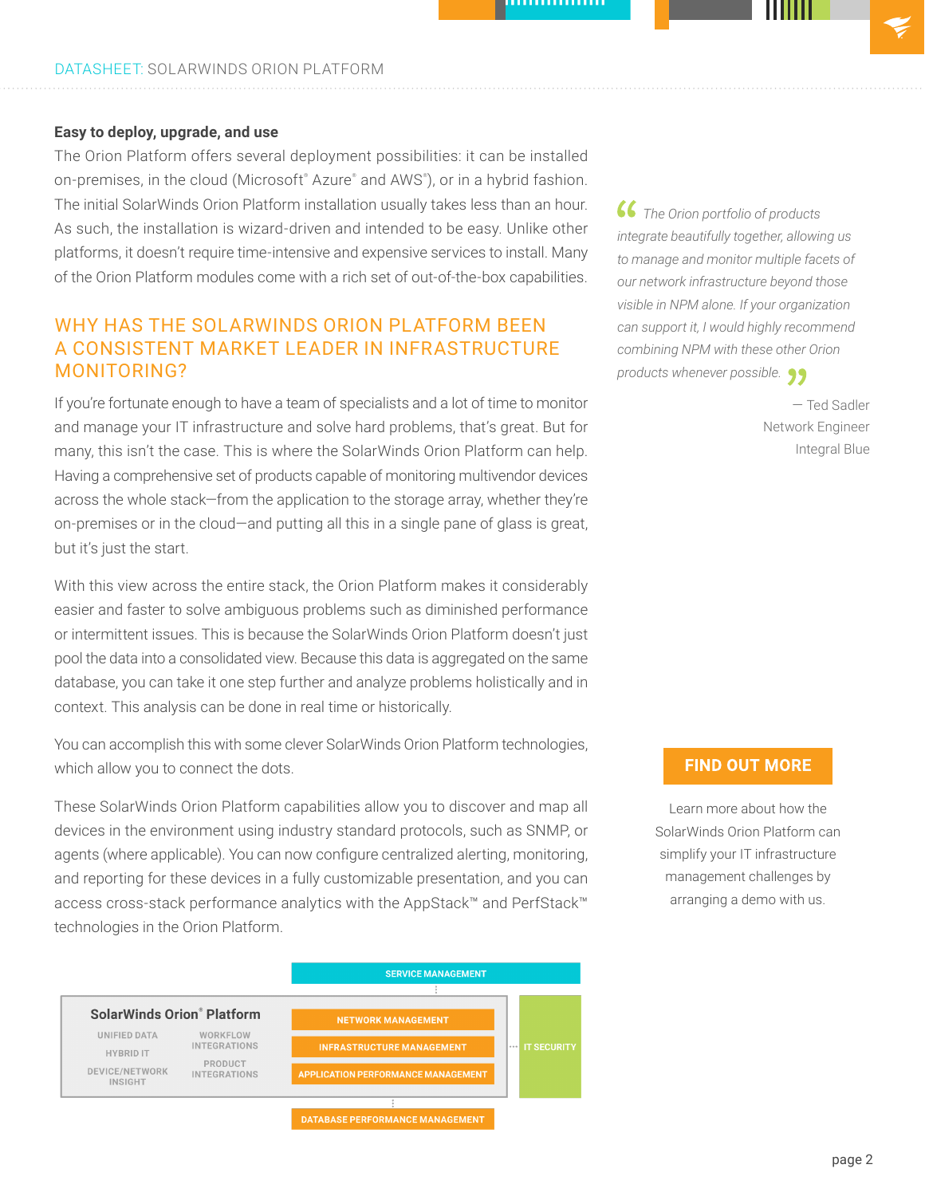**Easy to deploy, upgrade, and use**

The Orion Platform offers several deployment possibilities: it can be installed on-premises, in the cloud (Microsoft® Azure® and AWS®), or in a hybrid fashion. The initial SolarWinds Orion Platform installation usually takes less than an hour. As such, the installation is wizard-driven and intended to be easy. Unlike other platforms, it doesn't require time-intensive and expensive services to install. Many of the Orion Platform modules come with a rich set of out-of-the-box capabilities.

> *"The Orion portfolio of products integrate beautifully together, allowing us to manage and monitor multiple facets of our network infrastructure beyond those visible in NPM alone. If your organization can support it, I would highly recommend combining NPM with these other Orion products whenever possible."*
>
> — Ted Sadler
> Network Engineer
> Integral Blue

## WHY HAS THE SOLARWINDS ORION PLATFORM BEEN A CONSISTENT MARKET LEADER IN INFRASTRUCTURE MONITORING?

If you're fortunate enough to have a team of specialists and a lot of time to monitor and manage your IT infrastructure and solve hard problems, that's great. But for many, this isn't the case. This is where the SolarWinds Orion Platform can help. Having a comprehensive set of products capable of monitoring multivendor devices across the whole stack—from the application to the storage array, whether they're on-premises or in the cloud—and putting all this in a single pane of glass is great, but it's just the start.

With this view across the entire stack, the Orion Platform makes it considerably easier and faster to solve ambiguous problems such as diminished performance or intermittent issues. This is because the SolarWinds Orion Platform doesn't just pool the data into a consolidated view. Because this data is aggregated on the same database, you can take it one step further and analyze problems holistically and in context. This analysis can be done in real time or historically.

You can accomplish this with some clever SolarWinds Orion Platform technologies, which allow you to connect the dots.

These SolarWinds Orion Platform capabilities allow you to discover and map all devices in the environment using industry standard protocols, such as SNMP, or agents (where applicable). You can now configure centralized alerting, monitoring, and reporting for these devices in a fully customizable presentation, and you can access cross-stack performance analytics with the AppStack™ and PerfStack™ technologies in the Orion Platform.

SERVICE MANAGEMENT

**SolarWinds Orion® Platform**

- UNIFIED DATA
- HYBRID IT
- DEVICE/NETWORK INSIGHT
- WORKFLOW INTEGRATIONS
- PRODUCT INTEGRATIONS

NETWORK MANAGEMENT
INFRASTRUCTURE MANAGEMENT
APPLICATION PERFORMANCE MANAGEMENT

IT SECURITY

DATABASE PERFORMANCE MANAGEMENT

**FIND OUT MORE**

Learn more about how the SolarWinds Orion Platform can simplify your IT infrastructure management challenges by arranging a demo with us.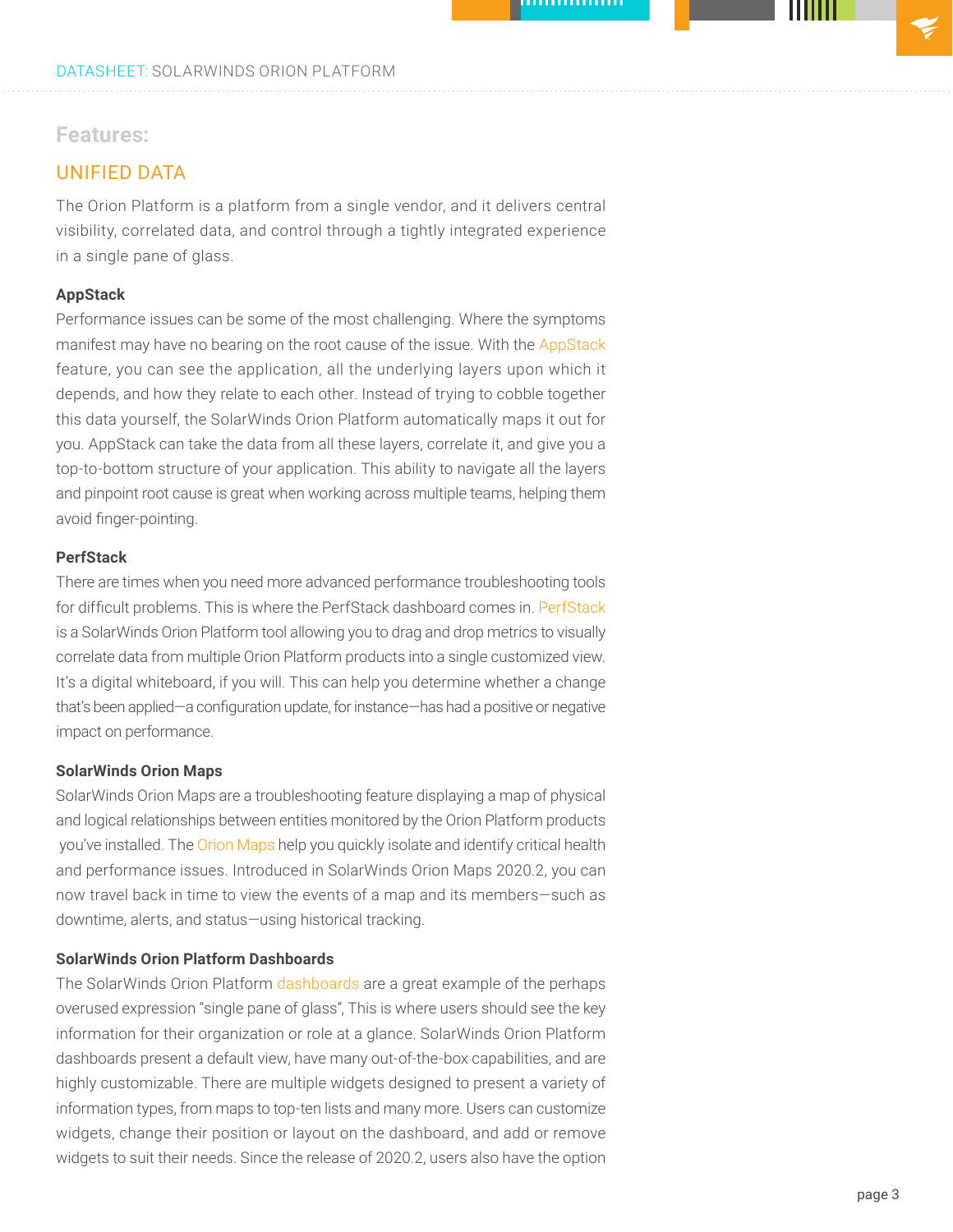## Features:

### UNIFIED DATA

The Orion Platform is a platform from a single vendor, and it delivers central visibility, correlated data, and control through a tightly integrated experience in a single pane of glass.

**AppStack**

Performance issues can be some of the most challenging. Where the symptoms manifest may have no bearing on the root cause of the issue. With the AppStack feature, you can see the application, all the underlying layers upon which it depends, and how they relate to each other. Instead of trying to cobble together this data yourself, the SolarWinds Orion Platform automatically maps it out for you. AppStack can take the data from all these layers, correlate it, and give you a top-to-bottom structure of your application. This ability to navigate all the layers and pinpoint root cause is great when working across multiple teams, helping them avoid finger-pointing.

**PerfStack**

There are times when you need more advanced performance troubleshooting tools for difficult problems. This is where the PerfStack dashboard comes in. PerfStack is a SolarWinds Orion Platform tool allowing you to drag and drop metrics to visually correlate data from multiple Orion Platform products into a single customized view. It's a digital whiteboard, if you will. This can help you determine whether a change that's been applied—a configuration update, for instance—has had a positive or negative impact on performance.

**SolarWinds Orion Maps**

SolarWinds Orion Maps are a troubleshooting feature displaying a map of physical and logical relationships between entities monitored by the Orion Platform products you've installed. The Orion Maps help you quickly isolate and identify critical health and performance issues. Introduced in SolarWinds Orion Maps 2020.2, you can now travel back in time to view the events of a map and its members—such as downtime, alerts, and status—using historical tracking.

**SolarWinds Orion Platform Dashboards**

The SolarWinds Orion Platform dashboards are a great example of the perhaps overused expression "single pane of glass", This is where users should see the key information for their organization or role at a glance. SolarWinds Orion Platform dashboards present a default view, have many out-of-the-box capabilities, and are highly customizable. There are multiple widgets designed to present a variety of information types, from maps to top-ten lists and many more. Users can customize widgets, change their position or layout on the dashboard, and add or remove widgets to suit their needs. Since the release of 2020.2, users also have the option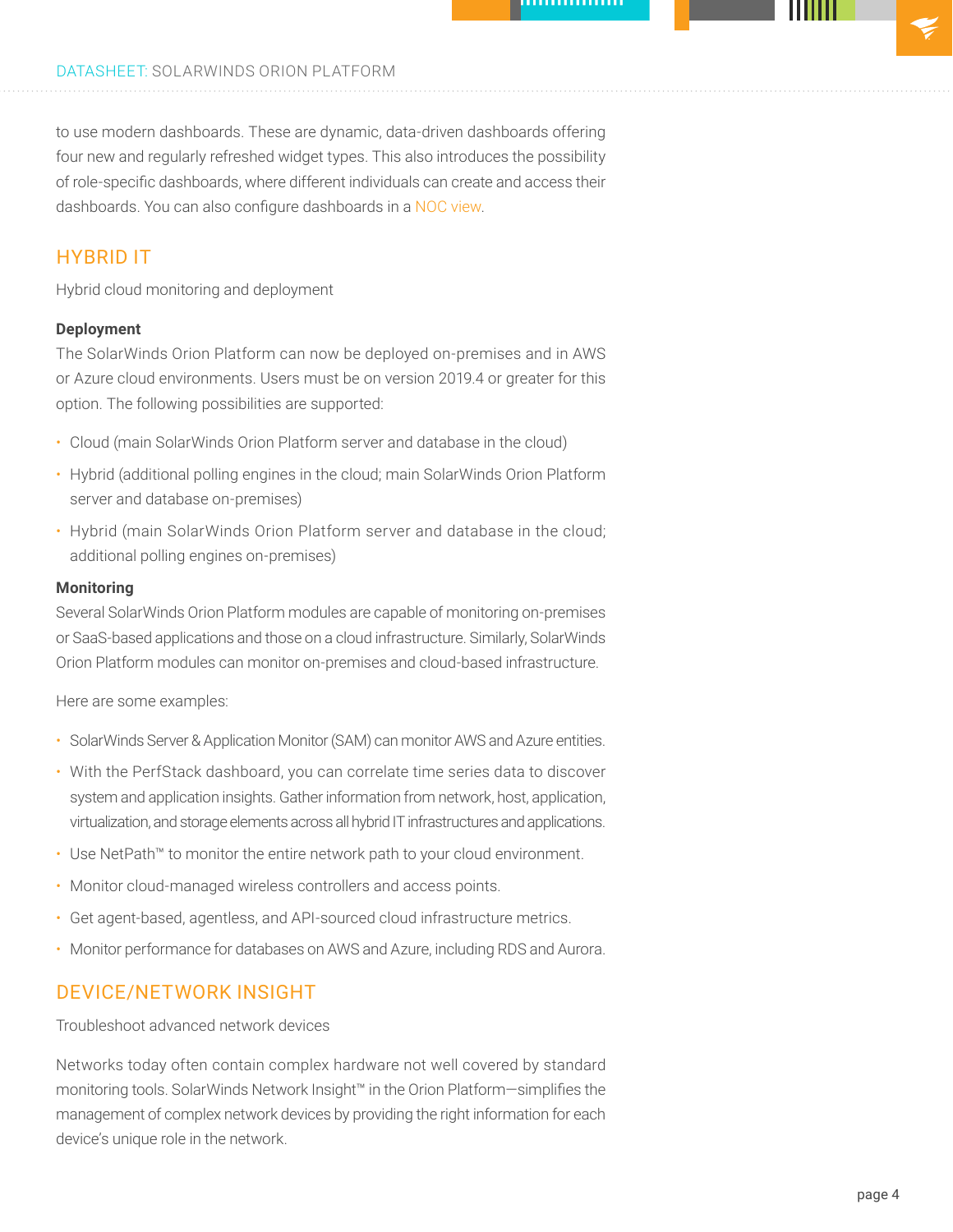to use modern dashboards. These are dynamic, data-driven dashboards offering four new and regularly refreshed widget types. This also introduces the possibility of role-specific dashboards, where different individuals can create and access their dashboards. You can also configure dashboards in a NOC view.

## HYBRID IT

Hybrid cloud monitoring and deployment

**Deployment**

The SolarWinds Orion Platform can now be deployed on-premises and in AWS or Azure cloud environments. Users must be on version 2019.4 or greater for this option. The following possibilities are supported:

- Cloud (main SolarWinds Orion Platform server and database in the cloud)
- Hybrid (additional polling engines in the cloud; main SolarWinds Orion Platform server and database on-premises)
- Hybrid (main SolarWinds Orion Platform server and database in the cloud; additional polling engines on-premises)

**Monitoring**

Several SolarWinds Orion Platform modules are capable of monitoring on-premises or SaaS-based applications and those on a cloud infrastructure. Similarly, SolarWinds Orion Platform modules can monitor on-premises and cloud-based infrastructure.

Here are some examples:

- SolarWinds Server & Application Monitor (SAM) can monitor AWS and Azure entities.
- With the PerfStack dashboard, you can correlate time series data to discover system and application insights. Gather information from network, host, application, virtualization, and storage elements across all hybrid IT infrastructures and applications.
- Use NetPath™ to monitor the entire network path to your cloud environment.
- Monitor cloud-managed wireless controllers and access points.
- Get agent-based, agentless, and API-sourced cloud infrastructure metrics.
- Monitor performance for databases on AWS and Azure, including RDS and Aurora.

## DEVICE/NETWORK INSIGHT

Troubleshoot advanced network devices

Networks today often contain complex hardware not well covered by standard monitoring tools. SolarWinds Network Insight™ in the Orion Platform—simplifies the management of complex network devices by providing the right information for each device's unique role in the network.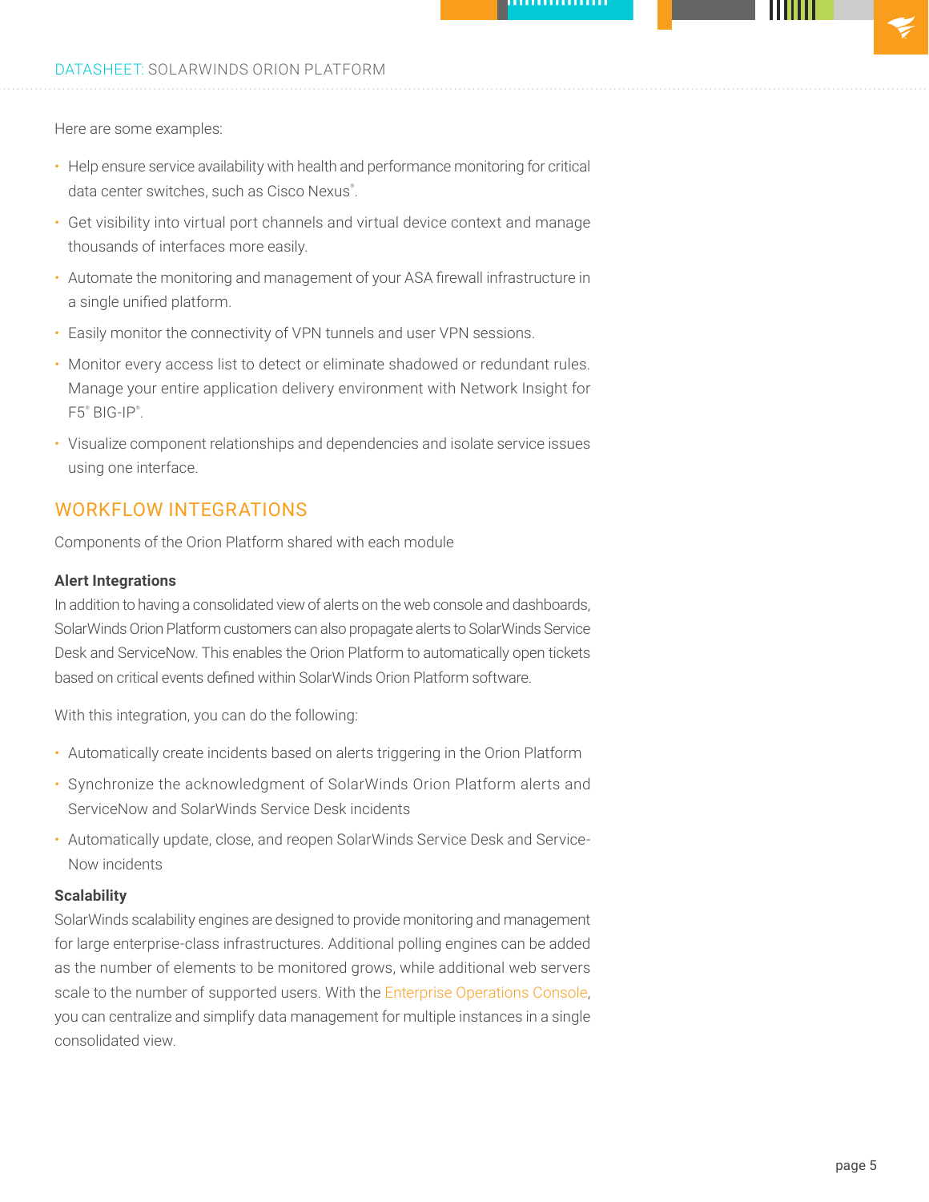Here are some examples:

- Help ensure service availability with health and performance monitoring for critical data center switches, such as Cisco Nexus®.
- Get visibility into virtual port channels and virtual device context and manage thousands of interfaces more easily.
- Automate the monitoring and management of your ASA firewall infrastructure in a single unified platform.
- Easily monitor the connectivity of VPN tunnels and user VPN sessions.
- Monitor every access list to detect or eliminate shadowed or redundant rules. Manage your entire application delivery environment with Network Insight for F5® BIG-IP®.
- Visualize component relationships and dependencies and isolate service issues using one interface.

## WORKFLOW INTEGRATIONS

Components of the Orion Platform shared with each module

**Alert Integrations**

In addition to having a consolidated view of alerts on the web console and dashboards, SolarWinds Orion Platform customers can also propagate alerts to SolarWinds Service Desk and ServiceNow. This enables the Orion Platform to automatically open tickets based on critical events defined within SolarWinds Orion Platform software.

With this integration, you can do the following:

- Automatically create incidents based on alerts triggering in the Orion Platform
- Synchronize the acknowledgment of SolarWinds Orion Platform alerts and ServiceNow and SolarWinds Service Desk incidents
- Automatically update, close, and reopen SolarWinds Service Desk and Service-Now incidents

**Scalability**

SolarWinds scalability engines are designed to provide monitoring and management for large enterprise-class infrastructures. Additional polling engines can be added as the number of elements to be monitored grows, while additional web servers scale to the number of supported users. With the Enterprise Operations Console, you can centralize and simplify data management for multiple instances in a single consolidated view.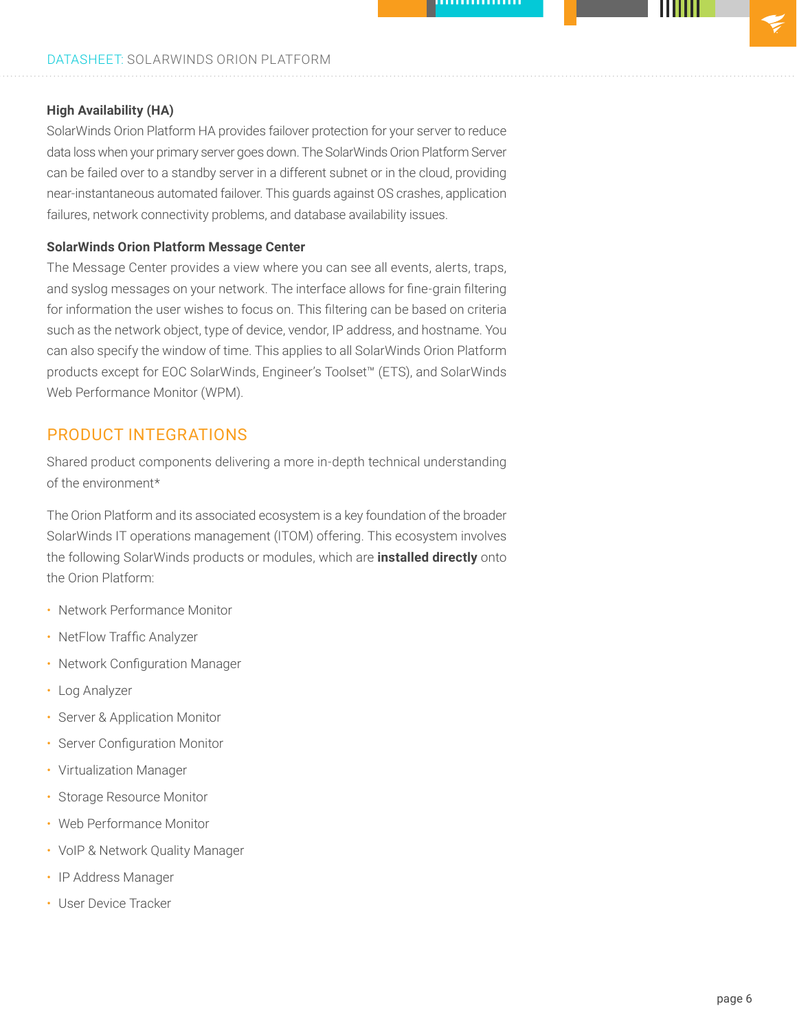### High Availability (HA)

SolarWinds Orion Platform HA provides failover protection for your server to reduce data loss when your primary server goes down. The SolarWinds Orion Platform Server can be failed over to a standby server in a different subnet or in the cloud, providing near-instantaneous automated failover. This guards against OS crashes, application failures, network connectivity problems, and database availability issues.

### SolarWinds Orion Platform Message Center

The Message Center provides a view where you can see all events, alerts, traps, and syslog messages on your network. The interface allows for fine-grain filtering for information the user wishes to focus on. This filtering can be based on criteria such as the network object, type of device, vendor, IP address, and hostname. You can also specify the window of time. This applies to all SolarWinds Orion Platform products except for EOC SolarWinds, Engineer's Toolset™ (ETS), and SolarWinds Web Performance Monitor (WPM).

## PRODUCT INTEGRATIONS

Shared product components delivering a more in-depth technical understanding of the environment*

The Orion Platform and its associated ecosystem is a key foundation of the broader SolarWinds IT operations management (ITOM) offering. This ecosystem involves the following SolarWinds products or modules, which are **installed directly** onto the Orion Platform:

- Network Performance Monitor
- NetFlow Traffic Analyzer
- Network Configuration Manager
- Log Analyzer
- Server & Application Monitor
- Server Configuration Monitor
- Virtualization Manager
- Storage Resource Monitor
- Web Performance Monitor
- VoIP & Network Quality Manager
- IP Address Manager
- User Device Tracker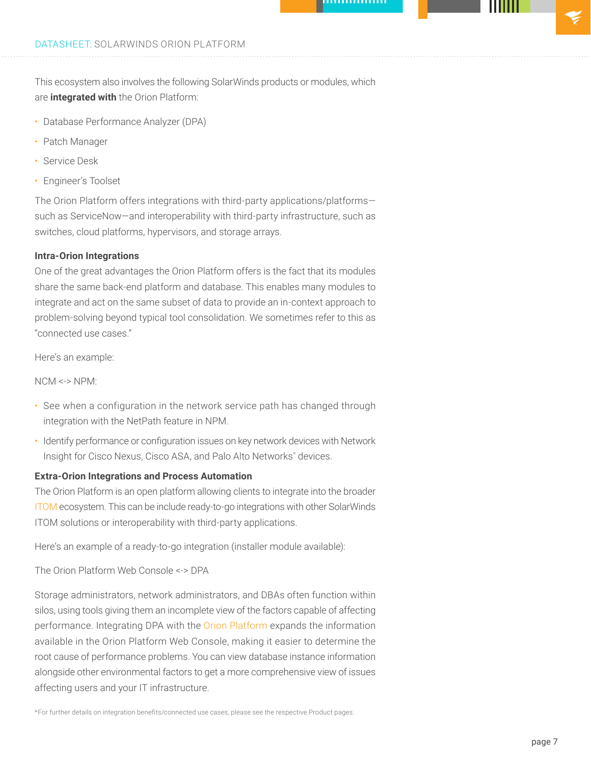This ecosystem also involves the following SolarWinds products or modules, which are **integrated with** the Orion Platform:

- Database Performance Analyzer (DPA)
- Patch Manager
- Service Desk
- Engineer's Toolset

The Orion Platform offers integrations with third-party applications/platforms—such as ServiceNow—and interoperability with third-party infrastructure, such as switches, cloud platforms, hypervisors, and storage arrays.

**Intra-Orion Integrations**

One of the great advantages the Orion Platform offers is the fact that its modules share the same back-end platform and database. This enables many modules to integrate and act on the same subset of data to provide an in-context approach to problem-solving beyond typical tool consolidation. We sometimes refer to this as "connected use cases."

Here's an example:

NCM <-> NPM:

- See when a configuration in the network service path has changed through integration with the NetPath feature in NPM.
- Identify performance or configuration issues on key network devices with Network Insight for Cisco Nexus, Cisco ASA, and Palo Alto Networks® devices.

**Extra-Orion Integrations and Process Automation**

The Orion Platform is an open platform allowing clients to integrate into the broader ITOM ecosystem. This can be include ready-to-go integrations with other SolarWinds ITOM solutions or interoperability with third-party applications.

Here's an example of a ready-to-go integration (installer module available):

The Orion Platform Web Console <-> DPA

Storage administrators, network administrators, and DBAs often function within silos, using tools giving them an incomplete view of the factors capable of affecting performance. Integrating DPA with the Orion Platform expands the information available in the Orion Platform Web Console, making it easier to determine the root cause of performance problems. You can view database instance information alongside other environmental factors to get a more comprehensive view of issues affecting users and your IT infrastructure.

*For further details on integration benefits/connected use cases, please see the respective Product pages.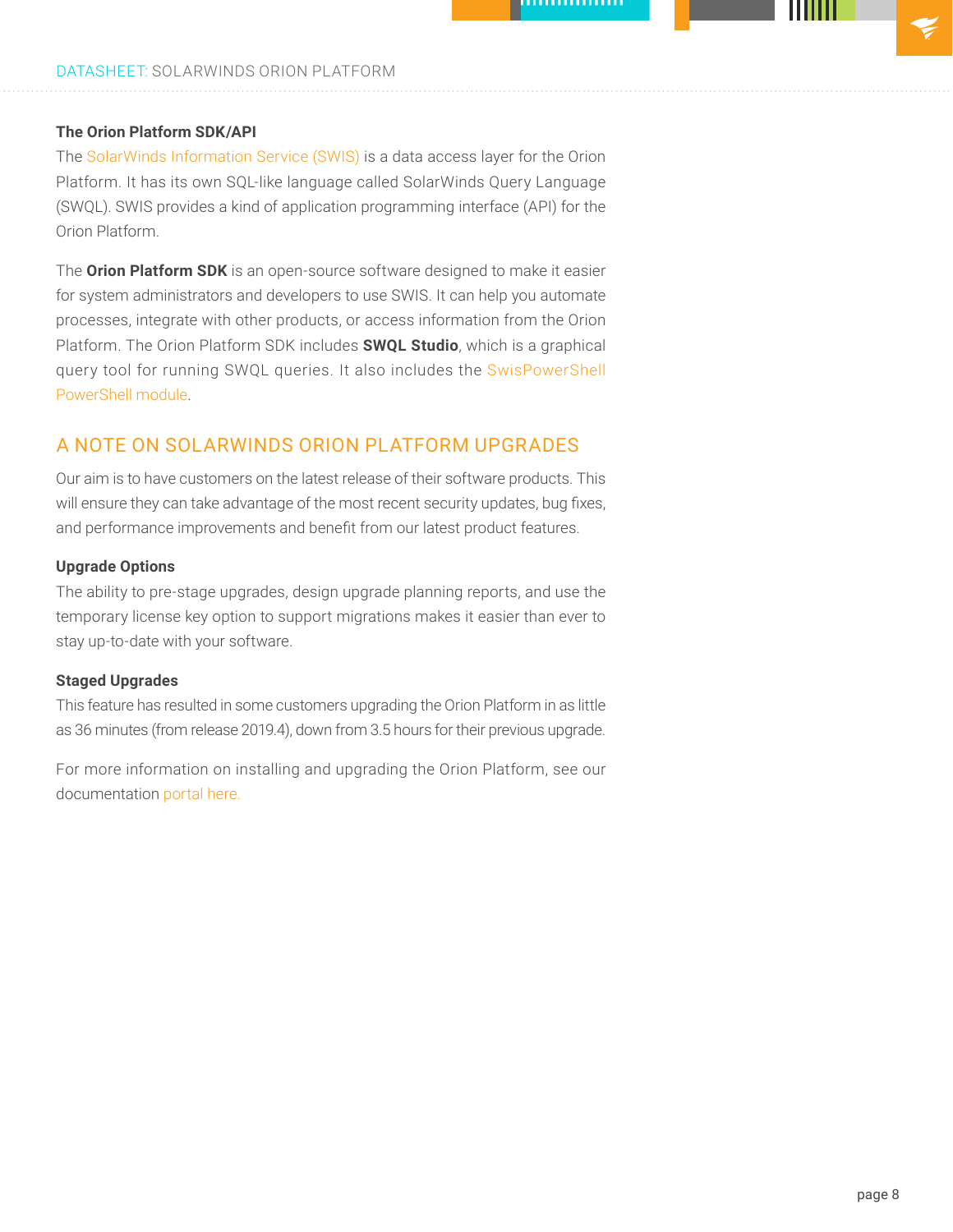### The Orion Platform SDK/API

The SolarWinds Information Service (SWIS) is a data access layer for the Orion Platform. It has its own SQL-like language called SolarWinds Query Language (SWQL). SWIS provides a kind of application programming interface (API) for the Orion Platform.

The **Orion Platform SDK** is an open-source software designed to make it easier for system administrators and developers to use SWIS. It can help you automate processes, integrate with other products, or access information from the Orion Platform. The Orion Platform SDK includes **SWQL Studio**, which is a graphical query tool for running SWQL queries. It also includes the SwisPowerShell PowerShell module.

## A NOTE ON SOLARWINDS ORION PLATFORM UPGRADES

Our aim is to have customers on the latest release of their software products. This will ensure they can take advantage of the most recent security updates, bug fixes, and performance improvements and benefit from our latest product features.

### Upgrade Options

The ability to pre-stage upgrades, design upgrade planning reports, and use the temporary license key option to support migrations makes it easier than ever to stay up-to-date with your software.

### Staged Upgrades

This feature has resulted in some customers upgrading the Orion Platform in as little as 36 minutes (from release 2019.4), down from 3.5 hours for their previous upgrade.

For more information on installing and upgrading the Orion Platform, see our documentation portal here.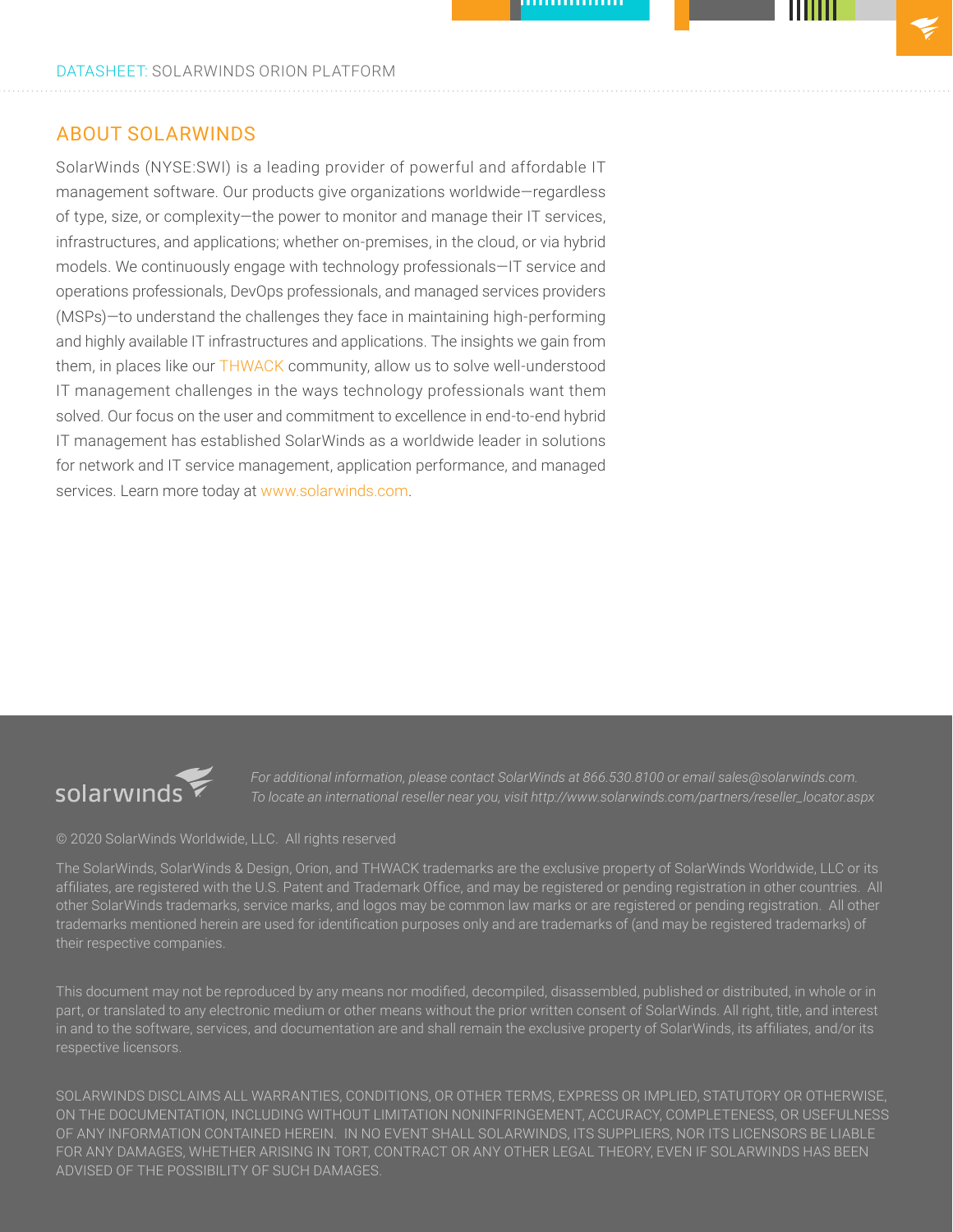## ABOUT SOLARWINDS

SolarWinds (NYSE:SWI) is a leading provider of powerful and affordable IT management software. Our products give organizations worldwide—regardless of type, size, or complexity—the power to monitor and manage their IT services, infrastructures, and applications; whether on-premises, in the cloud, or via hybrid models. We continuously engage with technology professionals—IT service and operations professionals, DevOps professionals, and managed services providers (MSPs)—to understand the challenges they face in maintaining high-performing and highly available IT infrastructures and applications. The insights we gain from them, in places like our THWACK community, allow us to solve well-understood IT management challenges in the ways technology professionals want them solved. Our focus on the user and commitment to excellence in end-to-end hybrid IT management has established SolarWinds as a worldwide leader in solutions for network and IT service management, application performance, and managed services. Learn more today at www.solarwinds.com.

solarwinds

*For additional information, please contact SolarWinds at 866.530.8100 or email sales@solarwinds.com.*
*To locate an international reseller near you, visit http://www.solarwinds.com/partners/reseller_locator.aspx*

© 2020 SolarWinds Worldwide, LLC. All rights reserved

The SolarWinds, SolarWinds & Design, Orion, and THWACK trademarks are the exclusive property of SolarWinds Worldwide, LLC or its affiliates, are registered with the U.S. Patent and Trademark Office, and may be registered or pending registration in other countries. All other SolarWinds trademarks, service marks, and logos may be common law marks or are registered or pending registration. All other trademarks mentioned herein are used for identification purposes only and are trademarks of (and may be registered trademarks) of their respective companies.

This document may not be reproduced by any means nor modified, decompiled, disassembled, published or distributed, in whole or in part, or translated to any electronic medium or other means without the prior written consent of SolarWinds. All right, title, and interest in and to the software, services, and documentation are and shall remain the exclusive property of SolarWinds, its affiliates, and/or its respective licensors.

SOLARWINDS DISCLAIMS ALL WARRANTIES, CONDITIONS, OR OTHER TERMS, EXPRESS OR IMPLIED, STATUTORY OR OTHERWISE, ON THE DOCUMENTATION, INCLUDING WITHOUT LIMITATION NONINFRINGEMENT, ACCURACY, COMPLETENESS, OR USEFULNESS OF ANY INFORMATION CONTAINED HEREIN. IN NO EVENT SHALL SOLARWINDS, ITS SUPPLIERS, NOR ITS LICENSORS BE LIABLE FOR ANY DAMAGES, WHETHER ARISING IN TORT, CONTRACT OR ANY OTHER LEGAL THEORY, EVEN IF SOLARWINDS HAS BEEN ADVISED OF THE POSSIBILITY OF SUCH DAMAGES.